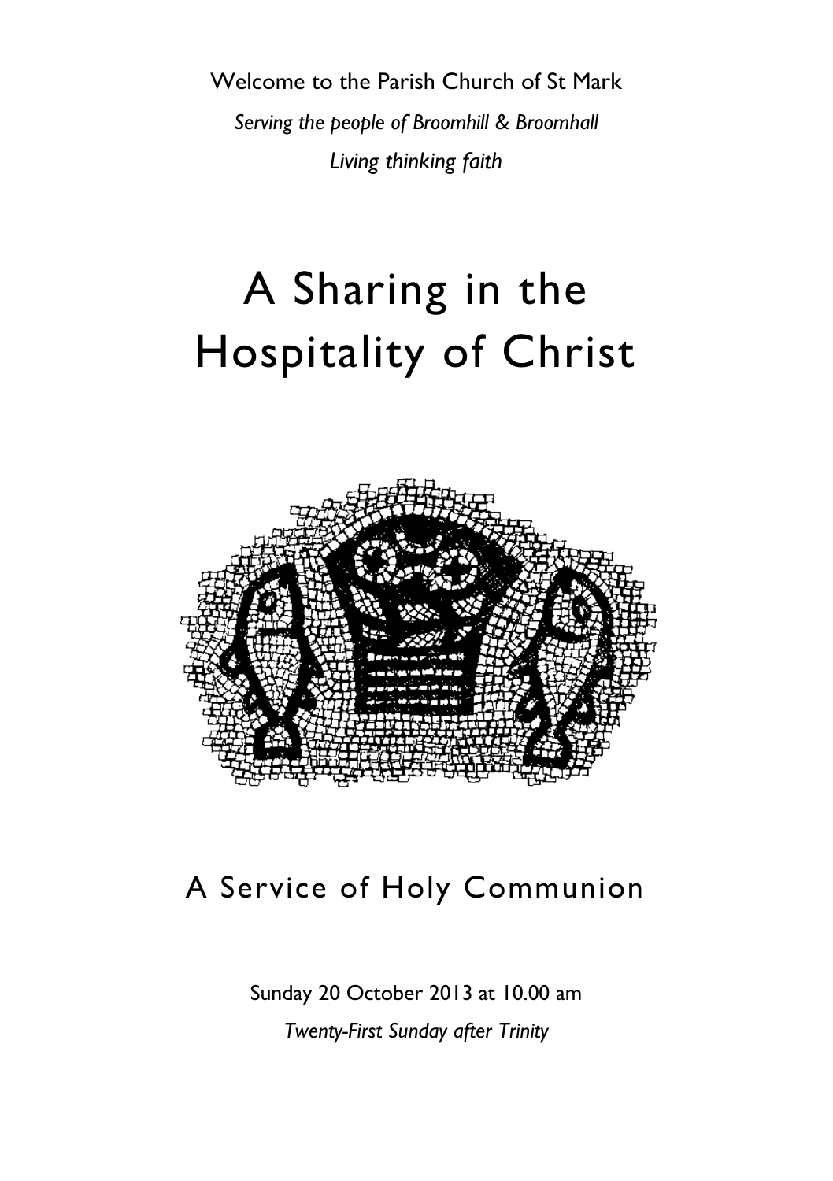Welcome to the Parish Church of St Mark

*Serving the people of Broomhill & Broomhall*

*Living thinking faith*

# A Sharing in the Hospitality of Christ

## A Service of Holy Communion

Sunday 20 October 2013 at 10.00 am

*Twenty-First Sunday after Trinity*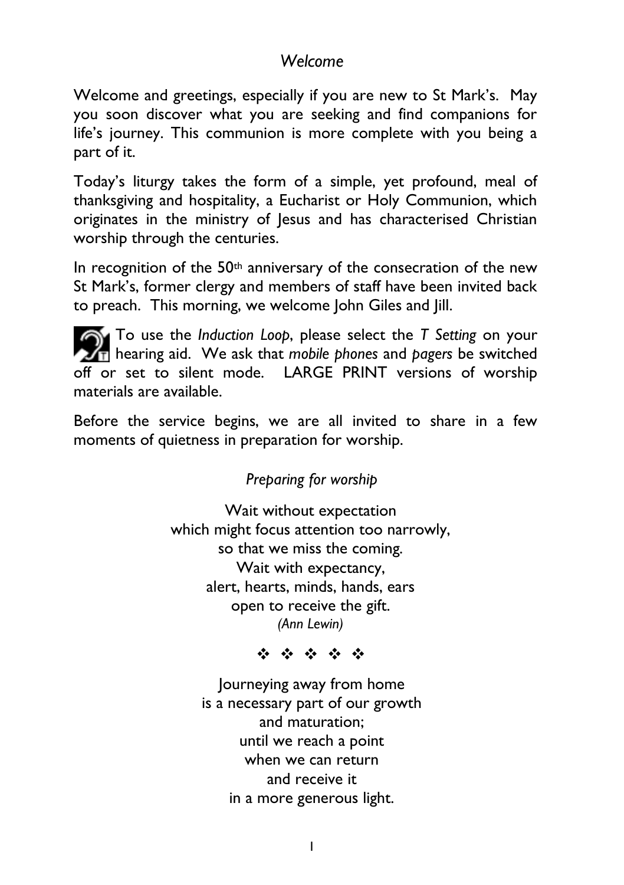## *Welcome*

Welcome and greetings, especially if you are new to St Mark's. May you soon discover what you are seeking and find companions for life's journey. This communion is more complete with you being a part of it.

Today's liturgy takes the form of a simple, yet profound, meal of thanksgiving and hospitality, a Eucharist or Holy Communion, which originates in the ministry of Jesus and has characterised Christian worship through the centuries.

In recognition of the 50th anniversary of the consecration of the new St Mark's, former clergy and members of staff have been invited back to preach. This morning, we welcome John Giles and Jill.

To use the *Induction Loop*, please select the *T Setting* on your hearing aid. We ask that *mobile phones* and *pagers* be switched off or set to silent mode. LARGE PRINT versions of worship materials are available.

Before the service begins, we are all invited to share in a few moments of quietness in preparation for worship.

### *Preparing for worship*

Wait without expectation
which might focus attention too narrowly,
so that we miss the coming.
Wait with expectancy,
alert, hearts, minds, hands, ears
open to receive the gift.
*(Ann Lewin)*

❖ ❖ ❖ ❖ ❖

Journeying away from home
is a necessary part of our growth
and maturation;
until we reach a point
when we can return
and receive it
in a more generous light.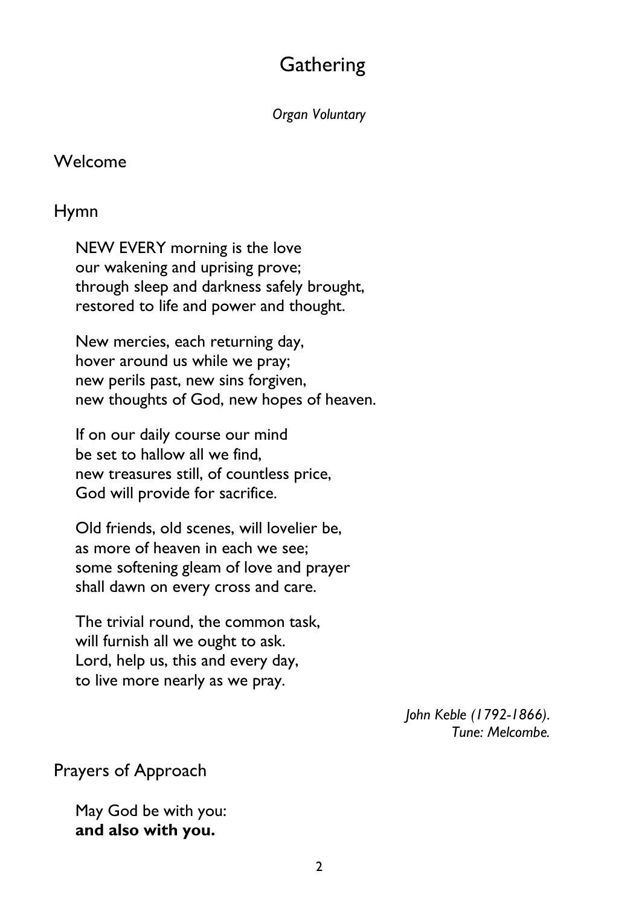# Gathering

*Organ Voluntary*

## Welcome

## Hymn

NEW EVERY morning is the love
our wakening and uprising prove;
through sleep and darkness safely brought,
restored to life and power and thought.

New mercies, each returning day,
hover around us while we pray;
new perils past, new sins forgiven,
new thoughts of God, new hopes of heaven.

If on our daily course our mind
be set to hallow all we find,
new treasures still, of countless price,
God will provide for sacrifice.

Old friends, old scenes, will lovelier be,
as more of heaven in each we see;
some softening gleam of love and prayer
shall dawn on every cross and care.

The trivial round, the common task,
will furnish all we ought to ask.
Lord, help us, this and every day,
to live more nearly as we pray.

*John Keble (1792-1866).*
*Tune: Melcombe.*

## Prayers of Approach

May God be with you:
**and also with you.**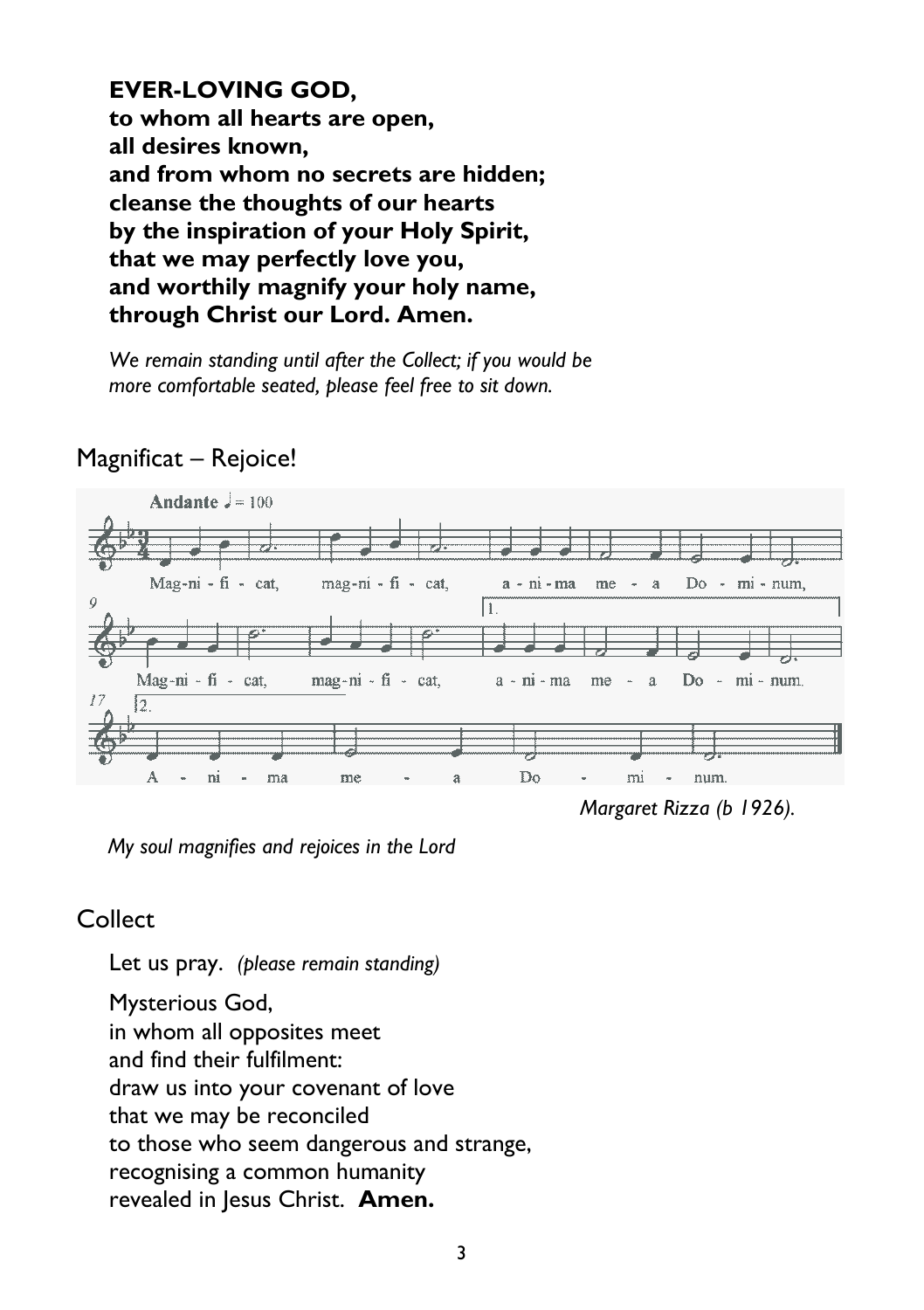**EVER-LOVING GOD,**
**to whom all hearts are open,**
**all desires known,**
**and from whom no secrets are hidden;**
**cleanse the thoughts of our hearts**
**by the inspiration of your Holy Spirit,**
**that we may perfectly love you,**
**and worthily magnify your holy name,**
**through Christ our Lord. Amen.**

*We remain standing until after the Collect; if you would be more comfortable seated, please feel free to sit down.*

## Magnificat – Rejoice!

Andante ♩ = 100

Mag-ni - fi - cat, mag-ni - fi - cat, a - ni - ma me - a Do - mi - num,
Mag-ni - fi - cat, mag-ni - fi - cat, a - ni - ma me - a Do - mi - num.
A - ni - ma me - a Do - mi - num.

*Margaret Rizza (b 1926).*

*My soul magnifies and rejoices in the Lord*

## Collect

Let us pray. *(please remain standing)*

Mysterious God,
in whom all opposites meet
and find their fulfilment:
draw us into your covenant of love
that we may be reconciled
to those who seem dangerous and strange,
recognising a common humanity
revealed in Jesus Christ. **Amen.**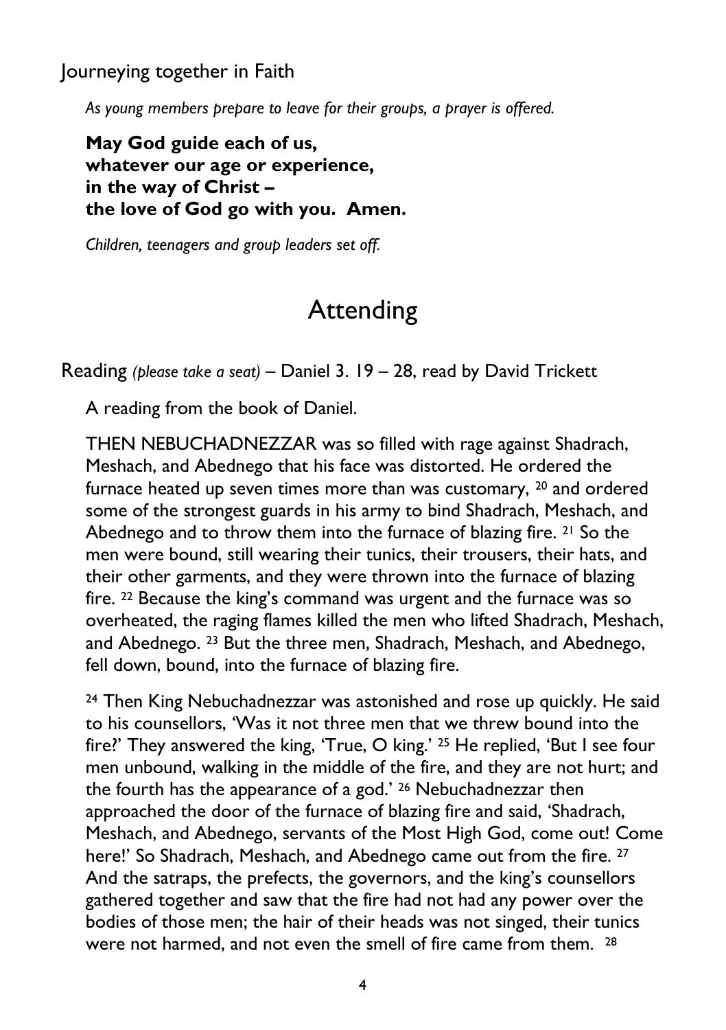Journeying together in Faith

*As young members prepare to leave for their groups, a prayer is offered.*

**May God guide each of us,**
**whatever our age or experience,**
**in the way of Christ –**
**the love of God go with you. Amen.**

*Children, teenagers and group leaders set off.*

# Attending

Reading *(please take a seat)* – Daniel 3. 19 – 28, read by David Trickett

A reading from the book of Daniel.

THEN NEBUCHADNEZZAR was so filled with rage against Shadrach, Meshach, and Abednego that his face was distorted. He ordered the furnace heated up seven times more than was customary, [20] and ordered some of the strongest guards in his army to bind Shadrach, Meshach, and Abednego and to throw them into the furnace of blazing fire. [21] So the men were bound, still wearing their tunics, their trousers, their hats, and their other garments, and they were thrown into the furnace of blazing fire. [22] Because the king's command was urgent and the furnace was so overheated, the raging flames killed the men who lifted Shadrach, Meshach, and Abednego. [23] But the three men, Shadrach, Meshach, and Abednego, fell down, bound, into the furnace of blazing fire.

[24] Then King Nebuchadnezzar was astonished and rose up quickly. He said to his counsellors, 'Was it not three men that we threw bound into the fire?' They answered the king, 'True, O king.' [25] He replied, 'But I see four men unbound, walking in the middle of the fire, and they are not hurt; and the fourth has the appearance of a god.' [26] Nebuchadnezzar then approached the door of the furnace of blazing fire and said, 'Shadrach, Meshach, and Abednego, servants of the Most High God, come out! Come here!' So Shadrach, Meshach, and Abednego came out from the fire. [27] And the satraps, the prefects, the governors, and the king's counsellors gathered together and saw that the fire had not had any power over the bodies of those men; the hair of their heads was not singed, their tunics were not harmed, and not even the smell of fire came from them. [28]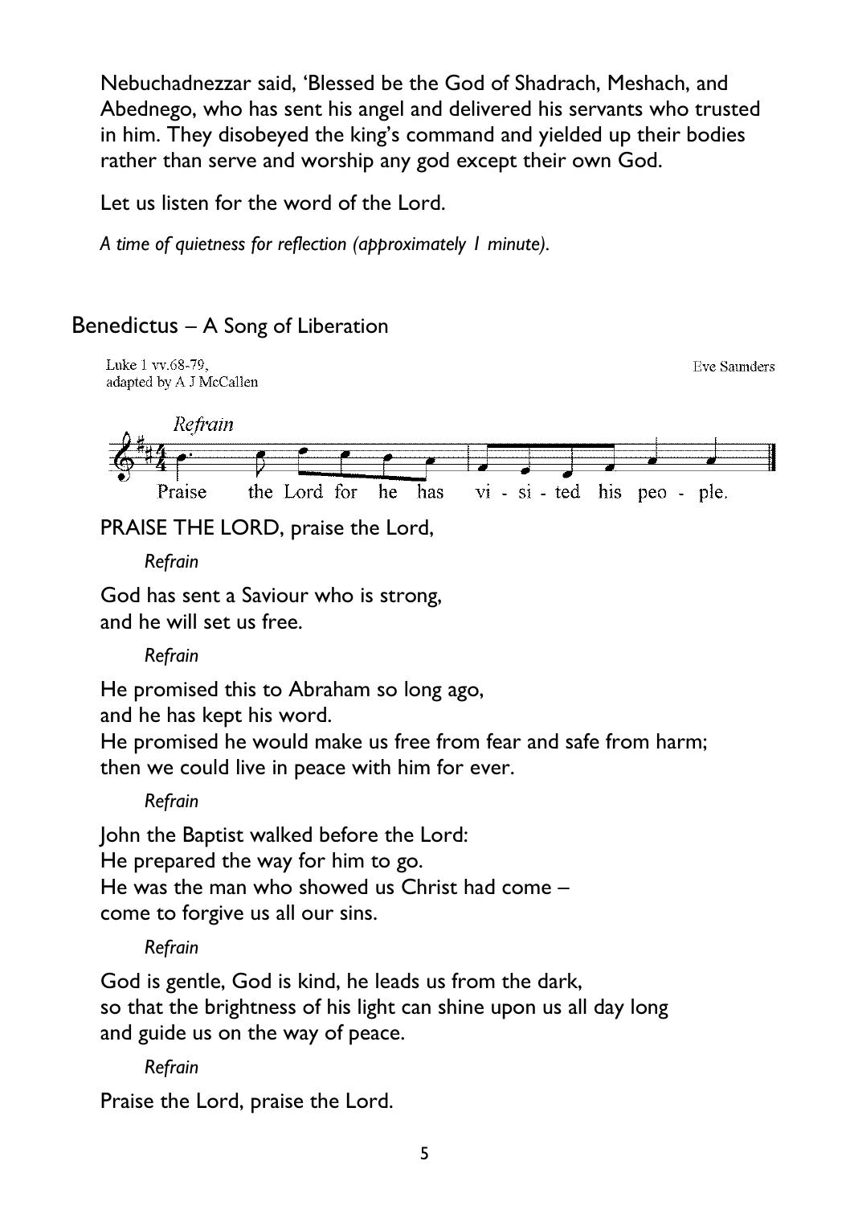Nebuchadnezzar said, 'Blessed be the God of Shadrach, Meshach, and Abednego, who has sent his angel and delivered his servants who trusted in him. They disobeyed the king's command and yielded up their bodies rather than serve and worship any god except their own God.

Let us listen for the word of the Lord.

*A time of quietness for reflection (approximately 1 minute).*

## Benedictus – A Song of Liberation

Luke 1 vv.68-79,
adapted by A J McCallen

Eve Saunders

*Refrain*

Praise the Lord for he has vi - si - ted his peo - ple.

PRAISE THE LORD, praise the Lord,

*Refrain*

God has sent a Saviour who is strong,
and he will set us free.

*Refrain*

He promised this to Abraham so long ago,
and he has kept his word.
He promised he would make us free from fear and safe from harm;
then we could live in peace with him for ever.

*Refrain*

John the Baptist walked before the Lord:
He prepared the way for him to go.
He was the man who showed us Christ had come –
come to forgive us all our sins.

*Refrain*

God is gentle, God is kind, he leads us from the dark,
so that the brightness of his light can shine upon us all day long
and guide us on the way of peace.

*Refrain*

Praise the Lord, praise the Lord.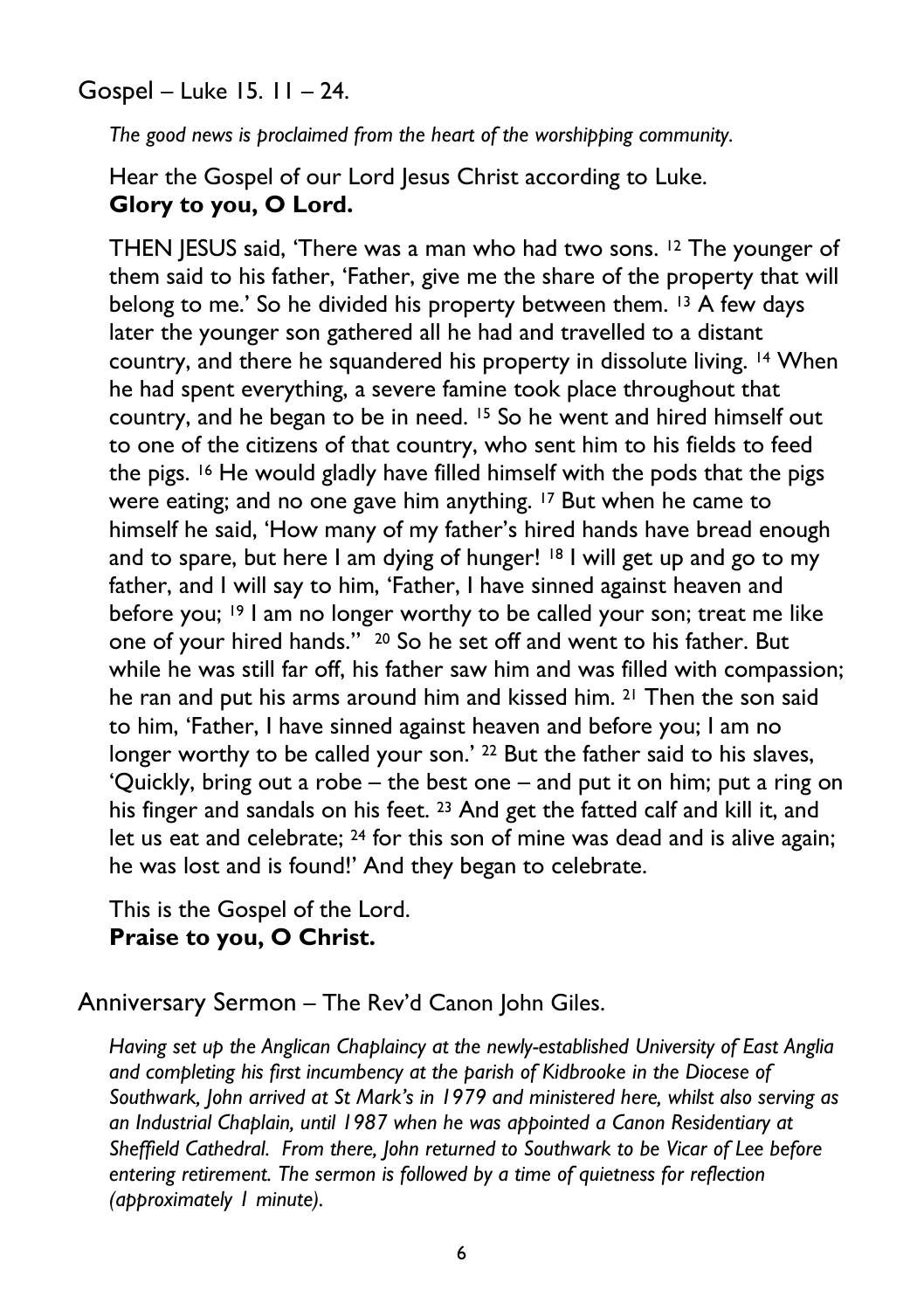## Gospel – Luke 15. 11 – 24.

*The good news is proclaimed from the heart of the worshipping community.*

Hear the Gospel of our Lord Jesus Christ according to Luke.
**Glory to you, O Lord.**

THEN JESUS said, 'There was a man who had two sons. [12] The younger of them said to his father, 'Father, give me the share of the property that will belong to me.' So he divided his property between them. [13] A few days later the younger son gathered all he had and travelled to a distant country, and there he squandered his property in dissolute living. [14] When he had spent everything, a severe famine took place throughout that country, and he began to be in need. [15] So he went and hired himself out to one of the citizens of that country, who sent him to his fields to feed the pigs. [16] He would gladly have filled himself with the pods that the pigs were eating; and no one gave him anything. [17] But when he came to himself he said, 'How many of my father's hired hands have bread enough and to spare, but here I am dying of hunger! [18] I will get up and go to my father, and I will say to him, 'Father, I have sinned against heaven and before you; [19] I am no longer worthy to be called your son; treat me like one of your hired hands." [20] So he set off and went to his father. But while he was still far off, his father saw him and was filled with compassion; he ran and put his arms around him and kissed him. [21] Then the son said to him, 'Father, I have sinned against heaven and before you; I am no longer worthy to be called your son.' [22] But the father said to his slaves, 'Quickly, bring out a robe – the best one – and put it on him; put a ring on his finger and sandals on his feet. [23] And get the fatted calf and kill it, and let us eat and celebrate; [24] for this son of mine was dead and is alive again; he was lost and is found!' And they began to celebrate.

This is the Gospel of the Lord.
**Praise to you, O Christ.**

## Anniversary Sermon – The Rev'd Canon John Giles.

*Having set up the Anglican Chaplaincy at the newly-established University of East Anglia and completing his first incumbency at the parish of Kidbrooke in the Diocese of Southwark, John arrived at St Mark's in 1979 and ministered here, whilst also serving as an Industrial Chaplain, until 1987 when he was appointed a Canon Residentiary at Sheffield Cathedral. From there, John returned to Southwark to be Vicar of Lee before entering retirement. The sermon is followed by a time of quietness for reflection (approximately 1 minute).*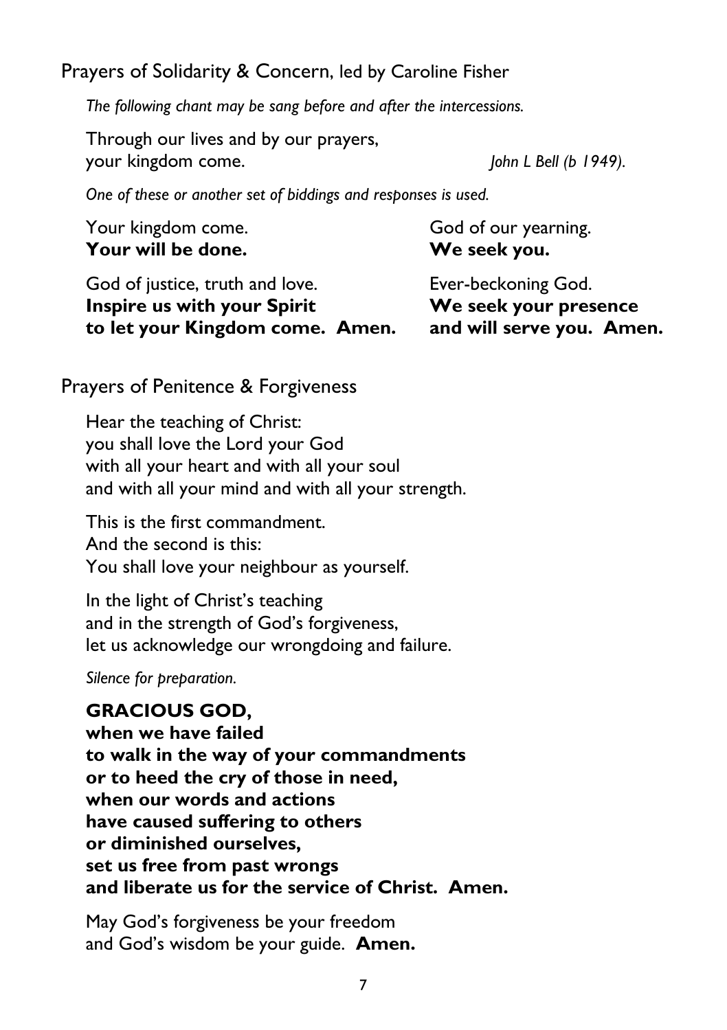## Prayers of Solidarity & Concern, led by Caroline Fisher

*The following chant may be sang before and after the intercessions.*

Through our lives and by our prayers,
your kingdom come. *John L Bell (b 1949).*

*One of these or another set of biddings and responses is used.*

Your kingdom come.
**Your will be done.**

God of justice, truth and love.
**Inspire us with your Spirit**
**to let your Kingdom come. Amen.**

God of our yearning.
**We seek you.**

Ever-beckoning God.
**We seek your presence**
**and will serve you. Amen.**

## Prayers of Penitence & Forgiveness

Hear the teaching of Christ:
you shall love the Lord your God
with all your heart and with all your soul
and with all your mind and with all your strength.

This is the first commandment.
And the second is this:
You shall love your neighbour as yourself.

In the light of Christ's teaching
and in the strength of God's forgiveness,
let us acknowledge our wrongdoing and failure.

*Silence for preparation.*

**GRACIOUS GOD,**
**when we have failed**
**to walk in the way of your commandments**
**or to heed the cry of those in need,**
**when our words and actions**
**have caused suffering to others**
**or diminished ourselves,**
**set us free from past wrongs**
**and liberate us for the service of Christ. Amen.**

May God's forgiveness be your freedom
and God's wisdom be your guide. **Amen.**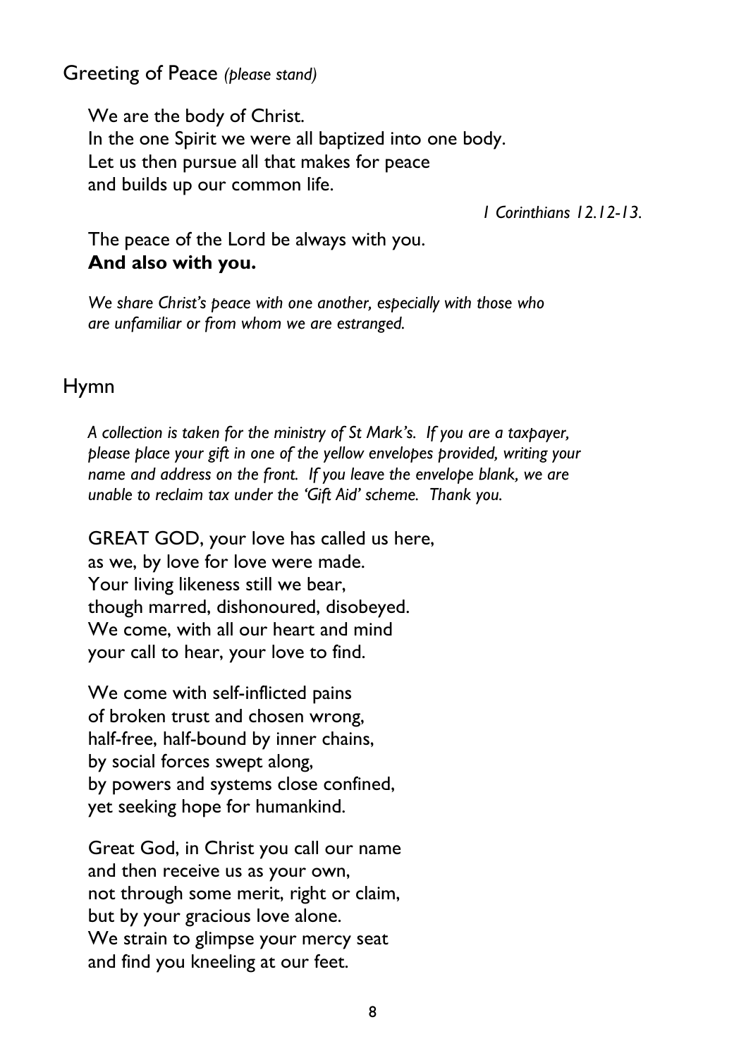## Greeting of Peace *(please stand)*

We are the body of Christ.
In the one Spirit we were all baptized into one body.
Let us then pursue all that makes for peace
and builds up our common life.

*1 Corinthians 12.12-13.*

The peace of the Lord be always with you.
**And also with you.**

*We share Christ's peace with one another, especially with those who are unfamiliar or from whom we are estranged.*

## Hymn

*A collection is taken for the ministry of St Mark's. If you are a taxpayer, please place your gift in one of the yellow envelopes provided, writing your name and address on the front. If you leave the envelope blank, we are unable to reclaim tax under the 'Gift Aid' scheme. Thank you.*

GREAT GOD, your love has called us here,
as we, by love for love were made.
Your living likeness still we bear,
though marred, dishonoured, disobeyed.
We come, with all our heart and mind
your call to hear, your love to find.

We come with self-inflicted pains
of broken trust and chosen wrong,
half-free, half-bound by inner chains,
by social forces swept along,
by powers and systems close confined,
yet seeking hope for humankind.

Great God, in Christ you call our name
and then receive us as your own,
not through some merit, right or claim,
but by your gracious love alone.
We strain to glimpse your mercy seat
and find you kneeling at our feet.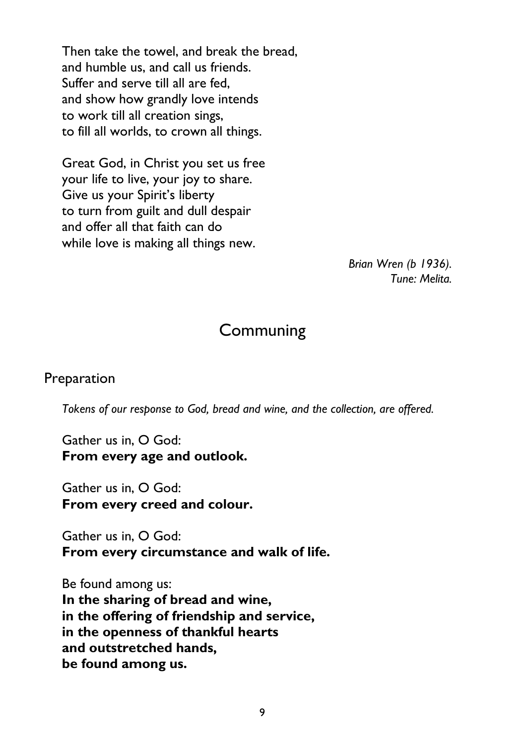Then take the towel, and break the bread,  
and humble us, and call us friends.  
Suffer and serve till all are fed,  
and show how grandly love intends  
to work till all creation sings,  
to fill all worlds, to crown all things.

Great God, in Christ you set us free  
your life to live, your joy to share.  
Give us your Spirit's liberty  
to turn from guilt and dull despair  
and offer all that faith can do  
while love is making all things new.

*Brian Wren (b 1936).*  
*Tune: Melita.*

## Communing

### Preparation

*Tokens of our response to God, bread and wine, and the collection, are offered.*

Gather us in, O God:  
**From every age and outlook.**

Gather us in, O God:  
**From every creed and colour.**

Gather us in, O God:  
**From every circumstance and walk of life.**

Be found among us:  
**In the sharing of bread and wine,**  
**in the offering of friendship and service,**  
**in the openness of thankful hearts**  
**and outstretched hands,**  
**be found among us.**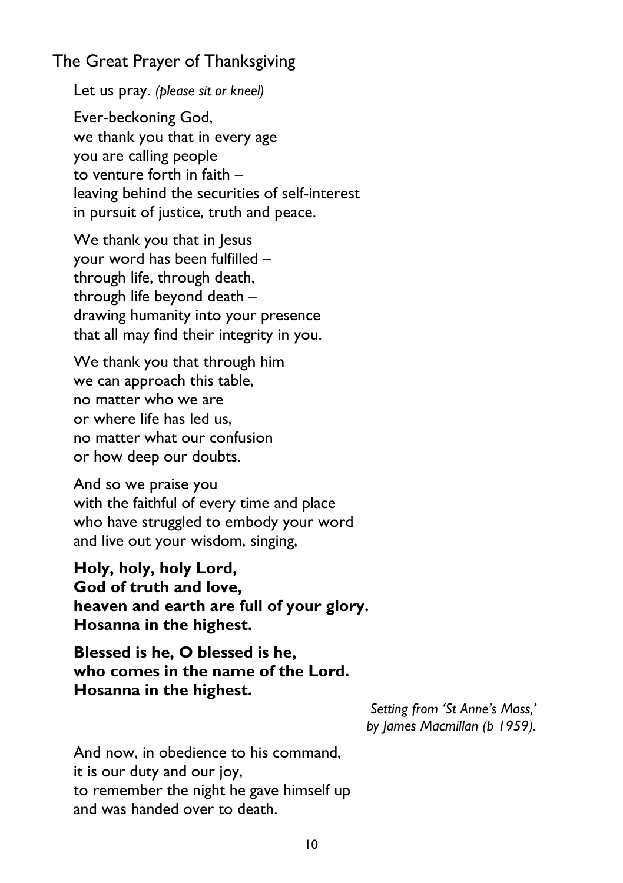## The Great Prayer of Thanksgiving

Let us pray. *(please sit or kneel)*

Ever-beckoning God,
we thank you that in every age
you are calling people
to venture forth in faith –
leaving behind the securities of self-interest
in pursuit of justice, truth and peace.

We thank you that in Jesus
your word has been fulfilled –
through life, through death,
through life beyond death –
drawing humanity into your presence
that all may find their integrity in you.

We thank you that through him
we can approach this table,
no matter who we are
or where life has led us,
no matter what our confusion
or how deep our doubts.

And so we praise you
with the faithful of every time and place
who have struggled to embody your word
and live out your wisdom, singing,

**Holy, holy, holy Lord,**
**God of truth and love,**
**heaven and earth are full of your glory.**
**Hosanna in the highest.**

**Blessed is he, O blessed is he,**
**who comes in the name of the Lord.**
**Hosanna in the highest.**

*Setting from 'St Anne's Mass,' by James Macmillan (b 1959).*

And now, in obedience to his command,
it is our duty and our joy,
to remember the night he gave himself up
and was handed over to death.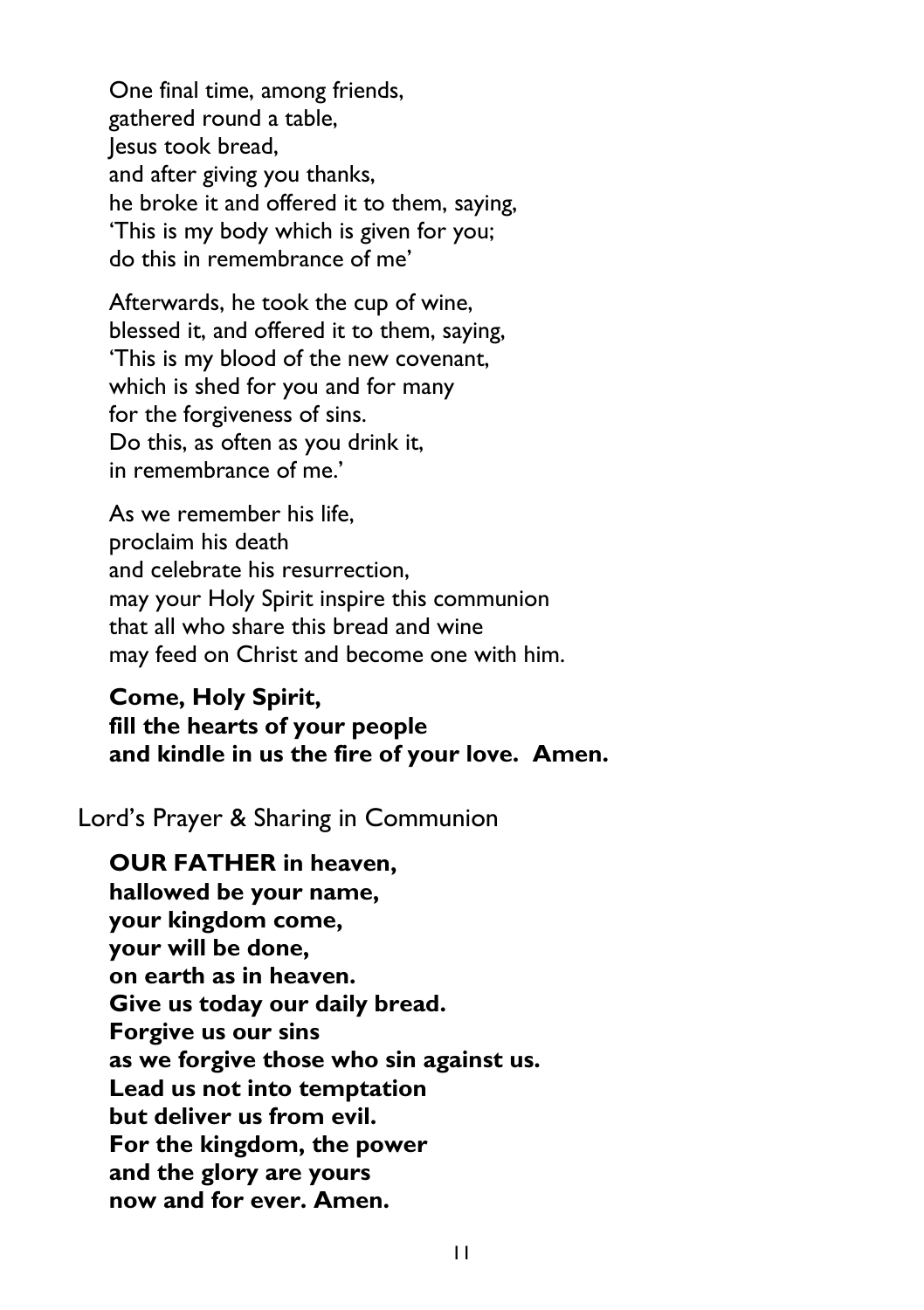One final time, among friends,
gathered round a table,
Jesus took bread,
and after giving you thanks,
he broke it and offered it to them, saying,
'This is my body which is given for you;
do this in remembrance of me'

Afterwards, he took the cup of wine,
blessed it, and offered it to them, saying,
'This is my blood of the new covenant,
which is shed for you and for many
for the forgiveness of sins.
Do this, as often as you drink it,
in remembrance of me.'

As we remember his life,
proclaim his death
and celebrate his resurrection,
may your Holy Spirit inspire this communion
that all who share this bread and wine
may feed on Christ and become one with him.

**Come, Holy Spirit,**
**fill the hearts of your people**
**and kindle in us the fire of your love. Amen.**

## Lord's Prayer & Sharing in Communion

**OUR FATHER in heaven,**
**hallowed be your name,**
**your kingdom come,**
**your will be done,**
**on earth as in heaven.**
**Give us today our daily bread.**
**Forgive us our sins**
**as we forgive those who sin against us.**
**Lead us not into temptation**
**but deliver us from evil.**
**For the kingdom, the power**
**and the glory are yours**
**now and for ever. Amen.**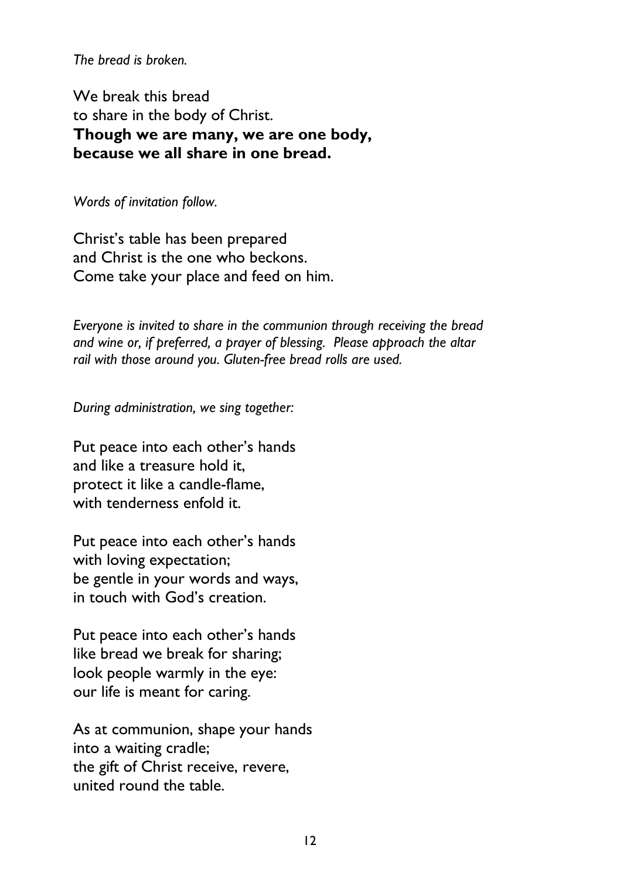*The bread is broken.*

We break this bread  
to share in the body of Christ.  
**Though we are many, we are one body,**  
**because we all share in one bread.**

*Words of invitation follow.*

Christ's table has been prepared  
and Christ is the one who beckons.  
Come take your place and feed on him.

*Everyone is invited to share in the communion through receiving the bread and wine or, if preferred, a prayer of blessing. Please approach the altar rail with those around you. Gluten-free bread rolls are used.*

*During administration, we sing together:*

Put peace into each other's hands  
and like a treasure hold it,  
protect it like a candle-flame,  
with tenderness enfold it.

Put peace into each other's hands  
with loving expectation;  
be gentle in your words and ways,  
in touch with God's creation.

Put peace into each other's hands  
like bread we break for sharing;  
look people warmly in the eye:  
our life is meant for caring.

As at communion, shape your hands  
into a waiting cradle;  
the gift of Christ receive, revere,  
united round the table.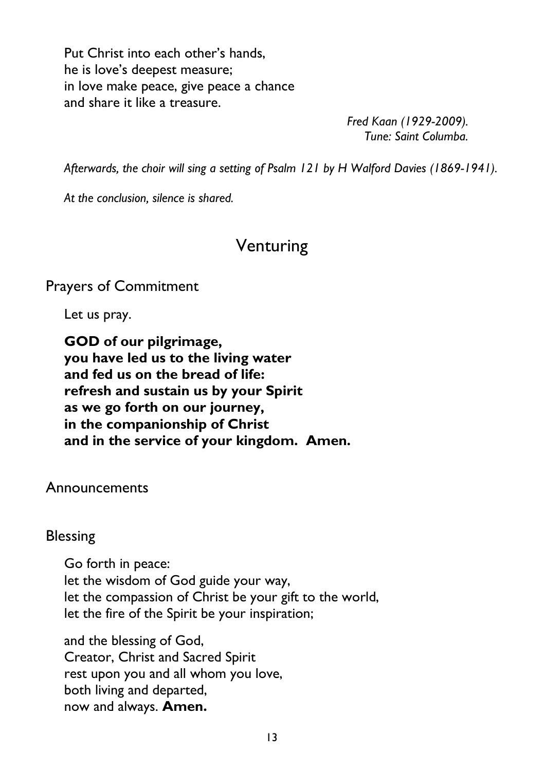Put Christ into each other's hands,
he is love's deepest measure;
in love make peace, give peace a chance
and share it like a treasure.

*Fred Kaan (1929-2009).*
*Tune: Saint Columba.*

*Afterwards, the choir will sing a setting of Psalm 121 by H Walford Davies (1869-1941).*

*At the conclusion, silence is shared.*

# Venturing

## Prayers of Commitment

Let us pray.

**GOD of our pilgrimage,**
**you have led us to the living water**
**and fed us on the bread of life:**
**refresh and sustain us by your Spirit**
**as we go forth on our journey,**
**in the companionship of Christ**
**and in the service of your kingdom. Amen.**

## Announcements

## Blessing

Go forth in peace:
let the wisdom of God guide your way,
let the compassion of Christ be your gift to the world,
let the fire of the Spirit be your inspiration;

and the blessing of God,
Creator, Christ and Sacred Spirit
rest upon you and all whom you love,
both living and departed,
now and always. **Amen.**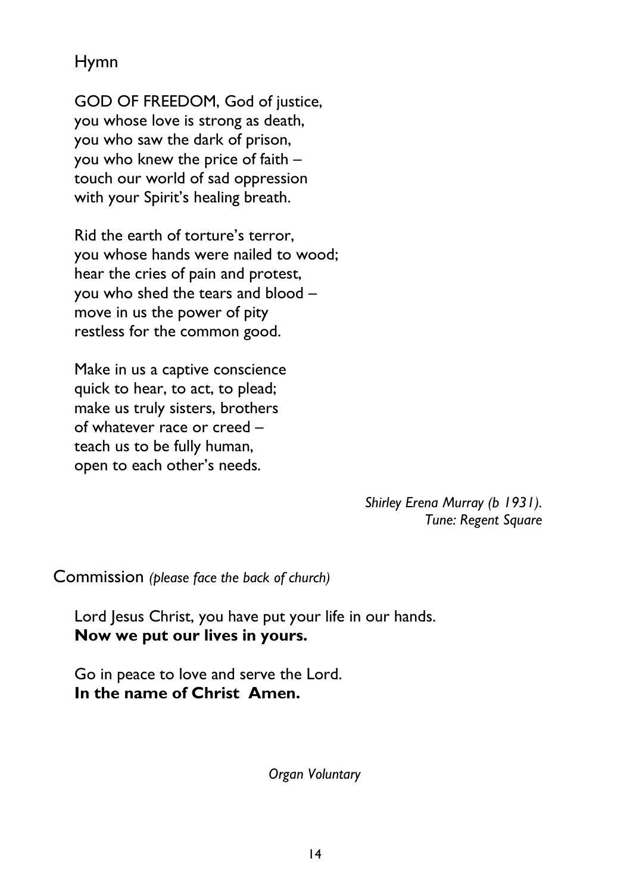## Hymn

GOD OF FREEDOM, God of justice,
you whose love is strong as death,
you who saw the dark of prison,
you who knew the price of faith –
touch our world of sad oppression
with your Spirit's healing breath.

Rid the earth of torture's terror,
you whose hands were nailed to wood;
hear the cries of pain and protest,
you who shed the tears and blood –
move in us the power of pity
restless for the common good.

Make in us a captive conscience
quick to hear, to act, to plead;
make us truly sisters, brothers
of whatever race or creed –
teach us to be fully human,
open to each other's needs.

*Shirley Erena Murray (b 1931).*
*Tune: Regent Square*

## Commission *(please face the back of church)*

Lord Jesus Christ, you have put your life in our hands.
**Now we put our lives in yours.**

Go in peace to love and serve the Lord.
**In the name of Christ Amen.**

*Organ Voluntary*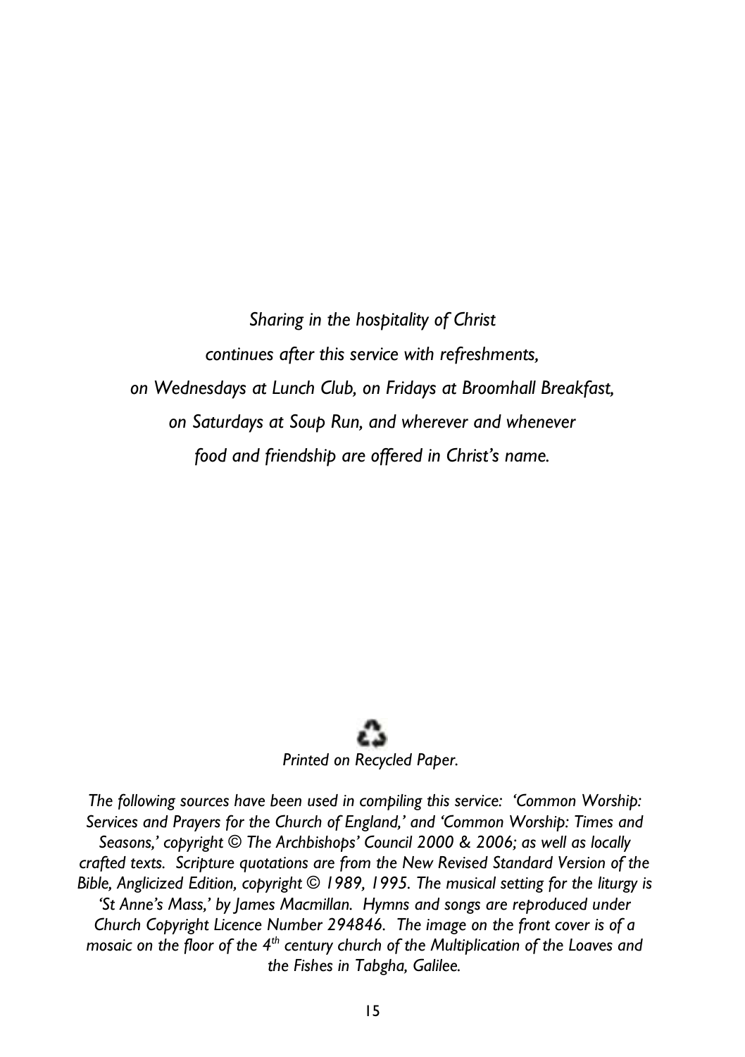*Sharing in the hospitality of Christ*
*continues after this service with refreshments,*
*on Wednesdays at Lunch Club, on Fridays at Broomhall Breakfast,*
*on Saturdays at Soup Run, and wherever and whenever*
*food and friendship are offered in Christ's name.*

♻
*Printed on Recycled Paper.*

*The following sources have been used in compiling this service: 'Common Worship: Services and Prayers for the Church of England,' and 'Common Worship: Times and Seasons,' copyright © The Archbishops' Council 2000 & 2006; as well as locally crafted texts. Scripture quotations are from the New Revised Standard Version of the Bible, Anglicized Edition, copyright © 1989, 1995. The musical setting for the liturgy is 'St Anne's Mass,' by James Macmillan. Hymns and songs are reproduced under Church Copyright Licence Number 294846. The image on the front cover is of a mosaic on the floor of the 4th century church of the Multiplication of the Loaves and the Fishes in Tabgha, Galilee.*